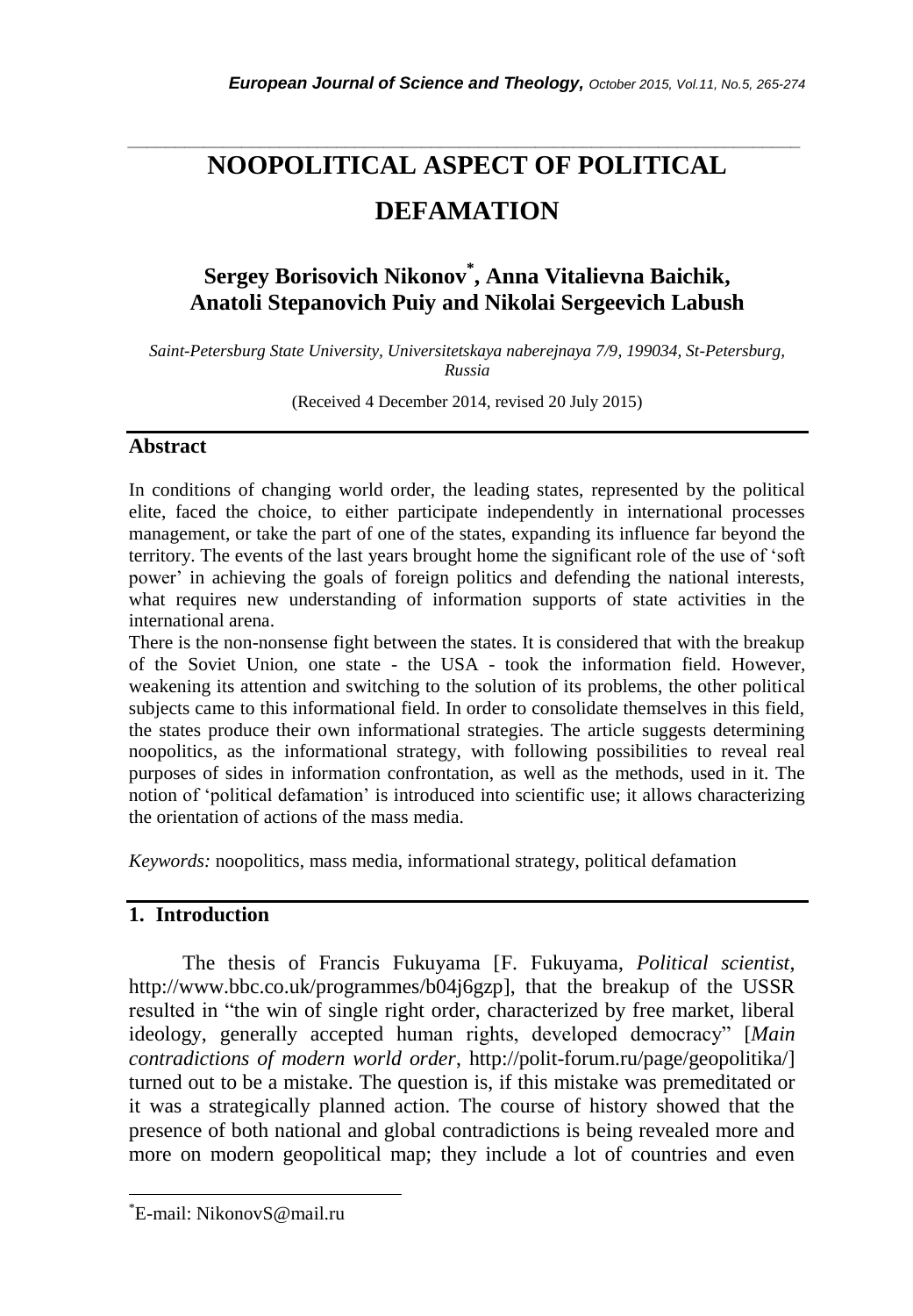# NOOPOLITICAL ASPECT OF POLITICAL DEFAMATION

## Sergey Borisovich Nikonov[*], Anna Vitalievna Baichik, Anatoli Stepanovich Puiy and Nikolai Sergeevich Labush

*Saint-Petersburg State University, Universitetskaya naberejnaya 7/9, 199034, St-Petersburg, Russia*

(Received 4 December 2014, revised 20 July 2015)

## Abstract

In conditions of changing world order, the leading states, represented by the political elite, faced the choice, to either participate independently in international processes management, or take the part of one of the states, expanding its influence far beyond the territory. The events of the last years brought home the significant role of the use of 'soft power' in achieving the goals of foreign politics and defending the national interests, what requires new understanding of information supports of state activities in the international arena.

There is the non-nonsense fight between the states. It is considered that with the breakup of the Soviet Union, one state - the USA - took the information field. However, weakening its attention and switching to the solution of its problems, the other political subjects came to this informational field. In order to consolidate themselves in this field, the states produce their own informational strategies. The article suggests determining noopolitics, as the informational strategy, with following possibilities to reveal real purposes of sides in information confrontation, as well as the methods, used in it. The notion of 'political defamation' is introduced into scientific use; it allows characterizing the orientation of actions of the mass media.

*Keywords:* noopolitics, mass media, informational strategy, political defamation

## 1. Introduction

The thesis of Francis Fukuyama [F. Fukuyama, *Political scientist*, http://www.bbc.co.uk/programmes/b04j6gzp], that the breakup of the USSR resulted in "the win of single right order, characterized by free market, liberal ideology, generally accepted human rights, developed democracy" [*Main contradictions of modern world order*, http://polit-forum.ru/page/geopolitika/] turned out to be a mistake. The question is, if this mistake was premeditated or it was a strategically planned action. The course of history showed that the presence of both national and global contradictions is being revealed more and more on modern geopolitical map; they include a lot of countries and even

[*] E-mail: NikonovS@mail.ru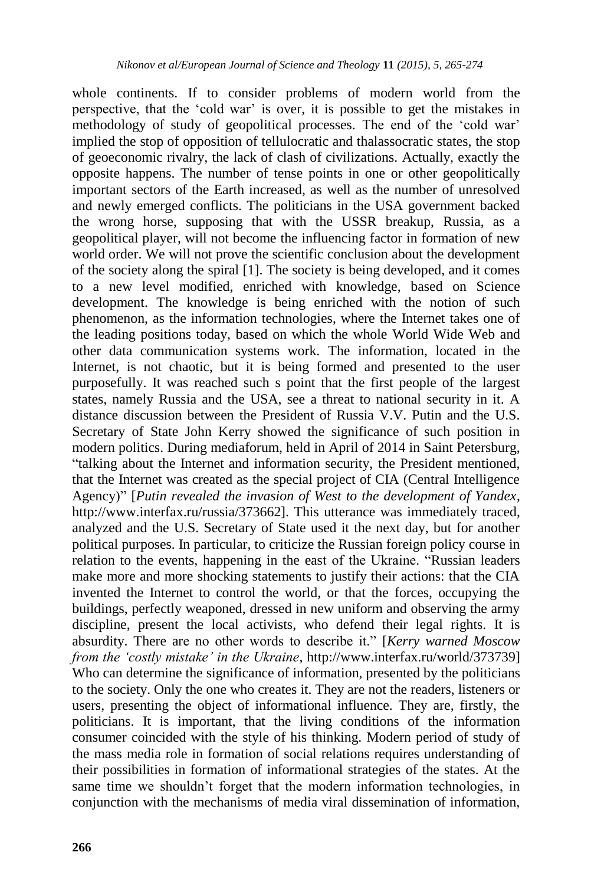whole continents. If to consider problems of modern world from the perspective, that the 'cold war' is over, it is possible to get the mistakes in methodology of study of geopolitical processes. The end of the 'cold war' implied the stop of opposition of tellulocratic and thalassocratic states, the stop of geoeconomic rivalry, the lack of clash of civilizations. Actually, exactly the opposite happens. The number of tense points in one or other geopolitically important sectors of the Earth increased, as well as the number of unresolved and newly emerged conflicts. The politicians in the USA government backed the wrong horse, supposing that with the USSR breakup, Russia, as a geopolitical player, will not become the influencing factor in formation of new world order. We will not prove the scientific conclusion about the development of the society along the spiral [1]. The society is being developed, and it comes to a new level modified, enriched with knowledge, based on Science development. The knowledge is being enriched with the notion of such phenomenon, as the information technologies, where the Internet takes one of the leading positions today, based on which the whole World Wide Web and other data communication systems work. The information, located in the Internet, is not chaotic, but it is being formed and presented to the user purposefully. It was reached such s point that the first people of the largest states, namely Russia and the USA, see a threat to national security in it. A distance discussion between the President of Russia V.V. Putin and the U.S. Secretary of State John Kerry showed the significance of such position in modern politics. During mediaforum, held in April of 2014 in Saint Petersburg, "talking about the Internet and information security, the President mentioned, that the Internet was created as the special project of CIA (Central Intelligence Agency)" [*Putin revealed the invasion of West to the development of Yandex*, http://www.interfax.ru/russia/373662]. This utterance was immediately traced, analyzed and the U.S. Secretary of State used it the next day, but for another political purposes. In particular, to criticize the Russian foreign policy course in relation to the events, happening in the east of the Ukraine. "Russian leaders make more and more shocking statements to justify their actions: that the CIA invented the Internet to control the world, or that the forces, occupying the buildings, perfectly weaponed, dressed in new uniform and observing the army discipline, present the local activists, who defend their legal rights. It is absurdity. There are no other words to describe it." [*Kerry warned Moscow from the 'costly mistake' in the Ukraine*, http://www.interfax.ru/world/373739] Who can determine the significance of information, presented by the politicians to the society. Only the one who creates it. They are not the readers, listeners or users, presenting the object of informational influence. They are, firstly, the politicians. It is important, that the living conditions of the information consumer coincided with the style of his thinking. Modern period of study of the mass media role in formation of social relations requires understanding of their possibilities in formation of informational strategies of the states. At the same time we shouldn't forget that the modern information technologies, in conjunction with the mechanisms of media viral dissemination of information,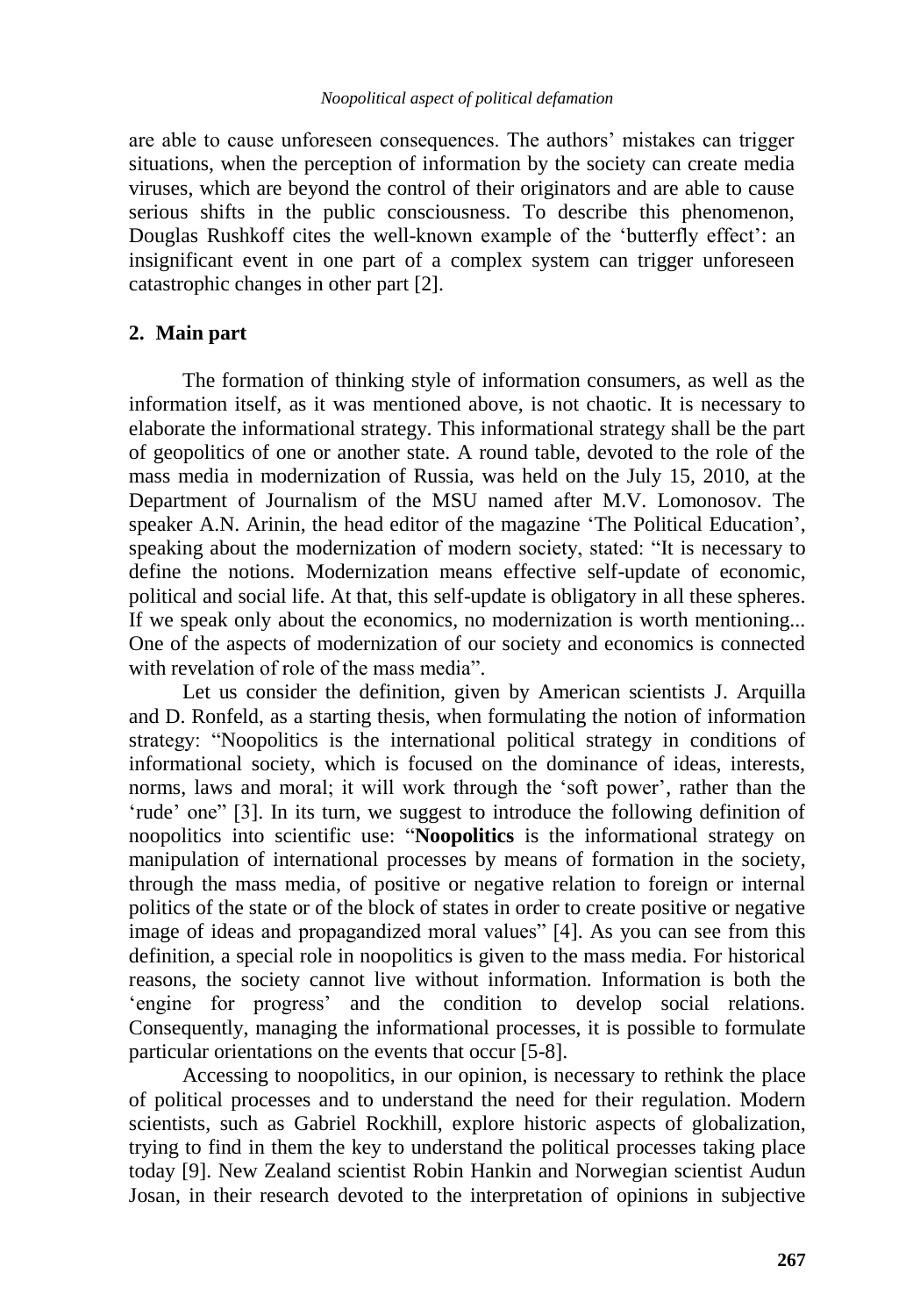are able to cause unforeseen consequences. The authors' mistakes can trigger situations, when the perception of information by the society can create media viruses, which are beyond the control of their originators and are able to cause serious shifts in the public consciousness. To describe this phenomenon, Douglas Rushkoff cites the well-known example of the 'butterfly effect': an insignificant event in one part of a complex system can trigger unforeseen catastrophic changes in other part [2].

## 2. Main part

The formation of thinking style of information consumers, as well as the information itself, as it was mentioned above, is not chaotic. It is necessary to elaborate the informational strategy. This informational strategy shall be the part of geopolitics of one or another state. A round table, devoted to the role of the mass media in modernization of Russia, was held on the July 15, 2010, at the Department of Journalism of the MSU named after M.V. Lomonosov. The speaker A.N. Arinin, the head editor of the magazine 'The Political Education', speaking about the modernization of modern society, stated: "It is necessary to define the notions. Modernization means effective self-update of economic, political and social life. At that, this self-update is obligatory in all these spheres. If we speak only about the economics, no modernization is worth mentioning... One of the aspects of modernization of our society and economics is connected with revelation of role of the mass media".

Let us consider the definition, given by American scientists J. Arquilla and D. Ronfeld, as a starting thesis, when formulating the notion of information strategy: "Noopolitics is the international political strategy in conditions of informational society, which is focused on the dominance of ideas, interests, norms, laws and moral; it will work through the 'soft power', rather than the 'rude' one" [3]. In its turn, we suggest to introduce the following definition of noopolitics into scientific use: "**Noopolitics** is the informational strategy on manipulation of international processes by means of formation in the society, through the mass media, of positive or negative relation to foreign or internal politics of the state or of the block of states in order to create positive or negative image of ideas and propagandized moral values" [4]. As you can see from this definition, a special role in noopolitics is given to the mass media. For historical reasons, the society cannot live without information. Information is both the 'engine for progress' and the condition to develop social relations. Consequently, managing the informational processes, it is possible to formulate particular orientations on the events that occur [5-8].

Accessing to noopolitics, in our opinion, is necessary to rethink the place of political processes and to understand the need for their regulation. Modern scientists, such as Gabriel Rockhill, explore historic aspects of globalization, trying to find in them the key to understand the political processes taking place today [9]. New Zealand scientist Robin Hankin and Norwegian scientist Audun Josan, in their research devoted to the interpretation of opinions in subjective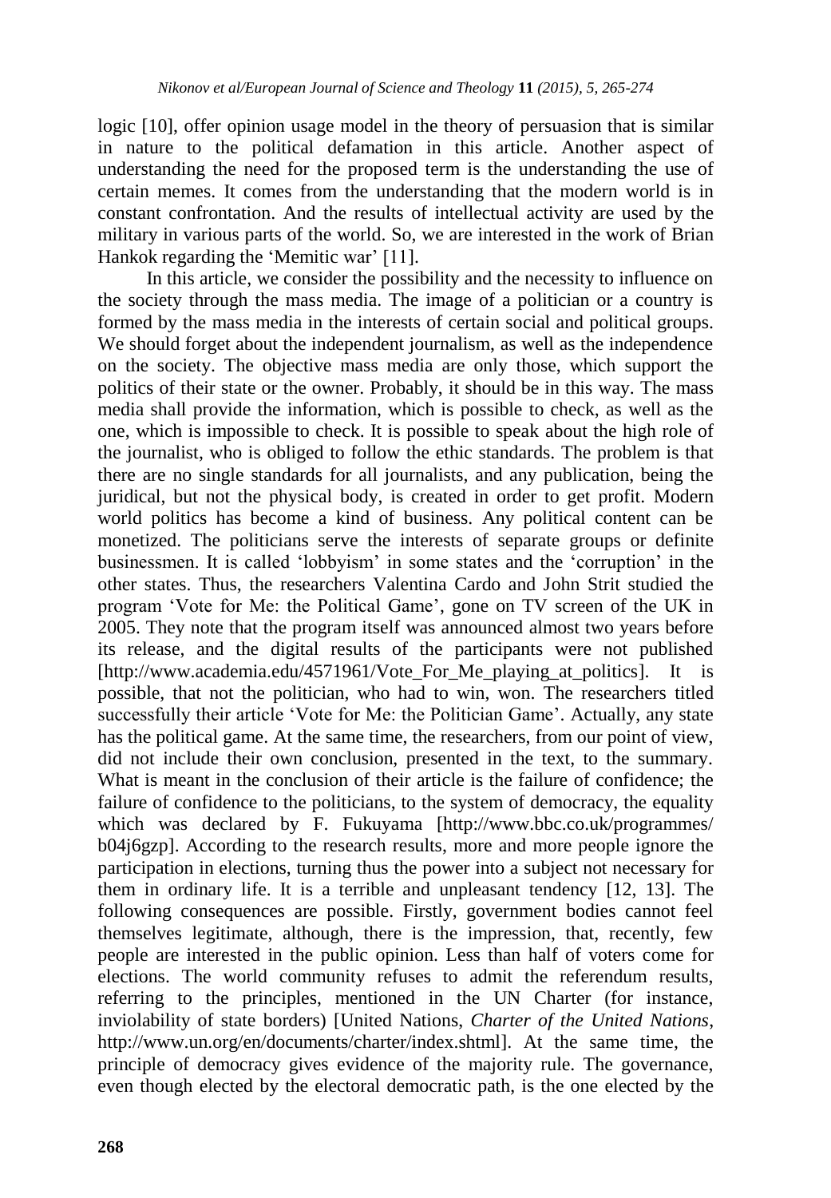logic [10], offer opinion usage model in the theory of persuasion that is similar in nature to the political defamation in this article. Another aspect of understanding the need for the proposed term is the understanding the use of certain memes. It comes from the understanding that the modern world is in constant confrontation. And the results of intellectual activity are used by the military in various parts of the world. So, we are interested in the work of Brian Hankok regarding the 'Memitic war' [11].

In this article, we consider the possibility and the necessity to influence on the society through the mass media. The image of a politician or a country is formed by the mass media in the interests of certain social and political groups. We should forget about the independent journalism, as well as the independence on the society. The objective mass media are only those, which support the politics of their state or the owner. Probably, it should be in this way. The mass media shall provide the information, which is possible to check, as well as the one, which is impossible to check. It is possible to speak about the high role of the journalist, who is obliged to follow the ethic standards. The problem is that there are no single standards for all journalists, and any publication, being the juridical, but not the physical body, is created in order to get profit. Modern world politics has become a kind of business. Any political content can be monetized. The politicians serve the interests of separate groups or definite businessmen. It is called 'lobbyism' in some states and the 'corruption' in the other states. Thus, the researchers Valentina Cardo and John Strit studied the program 'Vote for Me: the Political Game', gone on TV screen of the UK in 2005. They note that the program itself was announced almost two years before its release, and the digital results of the participants were not published [http://www.academia.edu/4571961/Vote_For_Me_playing_at_politics]. It is possible, that not the politician, who had to win, won. The researchers titled successfully their article 'Vote for Me: the Politician Game'. Actually, any state has the political game. At the same time, the researchers, from our point of view, did not include their own conclusion, presented in the text, to the summary. What is meant in the conclusion of their article is the failure of confidence; the failure of confidence to the politicians, to the system of democracy, the equality which was declared by F. Fukuyama [http://www.bbc.co.uk/programmes/b04j6gzp]. According to the research results, more and more people ignore the participation in elections, turning thus the power into a subject not necessary for them in ordinary life. It is a terrible and unpleasant tendency [12, 13]. The following consequences are possible. Firstly, government bodies cannot feel themselves legitimate, although, there is the impression, that, recently, few people are interested in the public opinion. Less than half of voters come for elections. The world community refuses to admit the referendum results, referring to the principles, mentioned in the UN Charter (for instance, inviolability of state borders) [United Nations, *Charter of the United Nations*, http://www.un.org/en/documents/charter/index.shtml]. At the same time, the principle of democracy gives evidence of the majority rule. The governance, even though elected by the electoral democratic path, is the one elected by the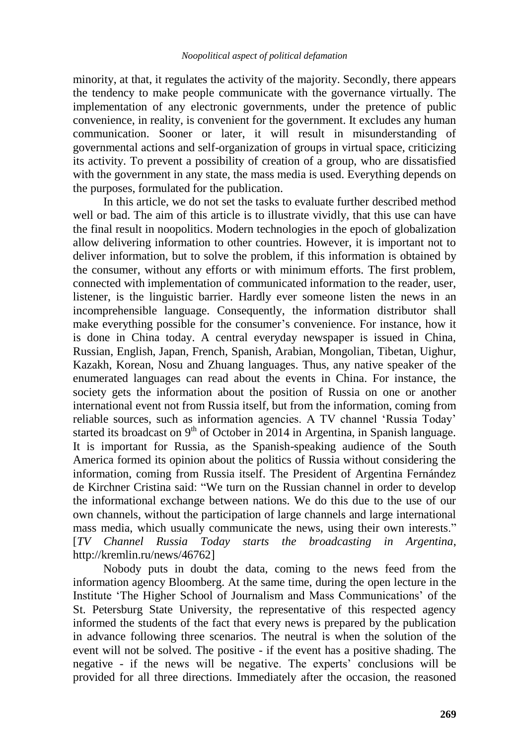minority, at that, it regulates the activity of the majority. Secondly, there appears the tendency to make people communicate with the governance virtually. The implementation of any electronic governments, under the pretence of public convenience, in reality, is convenient for the government. It excludes any human communication. Sooner or later, it will result in misunderstanding of governmental actions and self-organization of groups in virtual space, criticizing its activity. To prevent a possibility of creation of a group, who are dissatisfied with the government in any state, the mass media is used. Everything depends on the purposes, formulated for the publication.

In this article, we do not set the tasks to evaluate further described method well or bad. The aim of this article is to illustrate vividly, that this use can have the final result in noopolitics. Modern technologies in the epoch of globalization allow delivering information to other countries. However, it is important not to deliver information, but to solve the problem, if this information is obtained by the consumer, without any efforts or with minimum efforts. The first problem, connected with implementation of communicated information to the reader, user, listener, is the linguistic barrier. Hardly ever someone listen the news in an incomprehensible language. Consequently, the information distributor shall make everything possible for the consumer's convenience. For instance, how it is done in China today. A central everyday newspaper is issued in China, Russian, English, Japan, French, Spanish, Arabian, Mongolian, Tibetan, Uighur, Kazakh, Korean, Nosu and Zhuang languages. Thus, any native speaker of the enumerated languages can read about the events in China. For instance, the society gets the information about the position of Russia on one or another international event not from Russia itself, but from the information, coming from reliable sources, such as information agencies. A TV channel 'Russia Today' started its broadcast on 9th of October in 2014 in Argentina, in Spanish language. It is important for Russia, as the Spanish-speaking audience of the South America formed its opinion about the politics of Russia without considering the information, coming from Russia itself. The President of Argentina Fernández de Kirchner Cristina said: "We turn on the Russian channel in order to develop the informational exchange between nations. We do this due to the use of our own channels, without the participation of large channels and large international mass media, which usually communicate the news, using their own interests." [*TV Channel Russia Today starts the broadcasting in Argentina*, http://kremlin.ru/news/46762]

Nobody puts in doubt the data, coming to the news feed from the information agency Bloomberg. At the same time, during the open lecture in the Institute 'The Higher School of Journalism and Mass Communications' of the St. Petersburg State University, the representative of this respected agency informed the students of the fact that every news is prepared by the publication in advance following three scenarios. The neutral is when the solution of the event will not be solved. The positive - if the event has a positive shading. The negative - if the news will be negative. The experts' conclusions will be provided for all three directions. Immediately after the occasion, the reasoned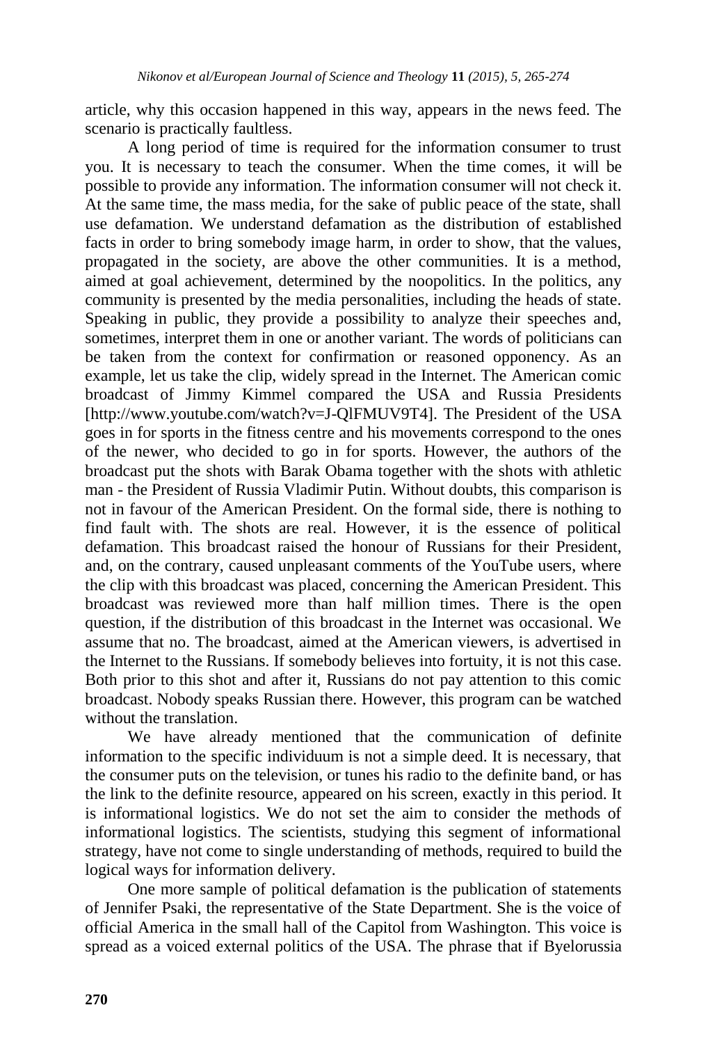article, why this occasion happened in this way, appears in the news feed. The scenario is practically faultless.

A long period of time is required for the information consumer to trust you. It is necessary to teach the consumer. When the time comes, it will be possible to provide any information. The information consumer will not check it. At the same time, the mass media, for the sake of public peace of the state, shall use defamation. We understand defamation as the distribution of established facts in order to bring somebody image harm, in order to show, that the values, propagated in the society, are above the other communities. It is a method, aimed at goal achievement, determined by the noopolitics. In the politics, any community is presented by the media personalities, including the heads of state. Speaking in public, they provide a possibility to analyze their speeches and, sometimes, interpret them in one or another variant. The words of politicians can be taken from the context for confirmation or reasoned opponency. As an example, let us take the clip, widely spread in the Internet. The American comic broadcast of Jimmy Kimmel compared the USA and Russia Presidents [http://www.youtube.com/watch?v=J-QlFMUV9T4]. The President of the USA goes in for sports in the fitness centre and his movements correspond to the ones of the newer, who decided to go in for sports. However, the authors of the broadcast put the shots with Barak Obama together with the shots with athletic man - the President of Russia Vladimir Putin. Without doubts, this comparison is not in favour of the American President. On the formal side, there is nothing to find fault with. The shots are real. However, it is the essence of political defamation. This broadcast raised the honour of Russians for their President, and, on the contrary, caused unpleasant comments of the YouTube users, where the clip with this broadcast was placed, concerning the American President. This broadcast was reviewed more than half million times. There is the open question, if the distribution of this broadcast in the Internet was occasional. We assume that no. The broadcast, aimed at the American viewers, is advertised in the Internet to the Russians. If somebody believes into fortuity, it is not this case. Both prior to this shot and after it, Russians do not pay attention to this comic broadcast. Nobody speaks Russian there. However, this program can be watched without the translation.

We have already mentioned that the communication of definite information to the specific individuum is not a simple deed. It is necessary, that the consumer puts on the television, or tunes his radio to the definite band, or has the link to the definite resource, appeared on his screen, exactly in this period. It is informational logistics. We do not set the aim to consider the methods of informational logistics. The scientists, studying this segment of informational strategy, have not come to single understanding of methods, required to build the logical ways for information delivery.

One more sample of political defamation is the publication of statements of Jennifer Psaki, the representative of the State Department. She is the voice of official America in the small hall of the Capitol from Washington. This voice is spread as a voiced external politics of the USA. The phrase that if Byelorussia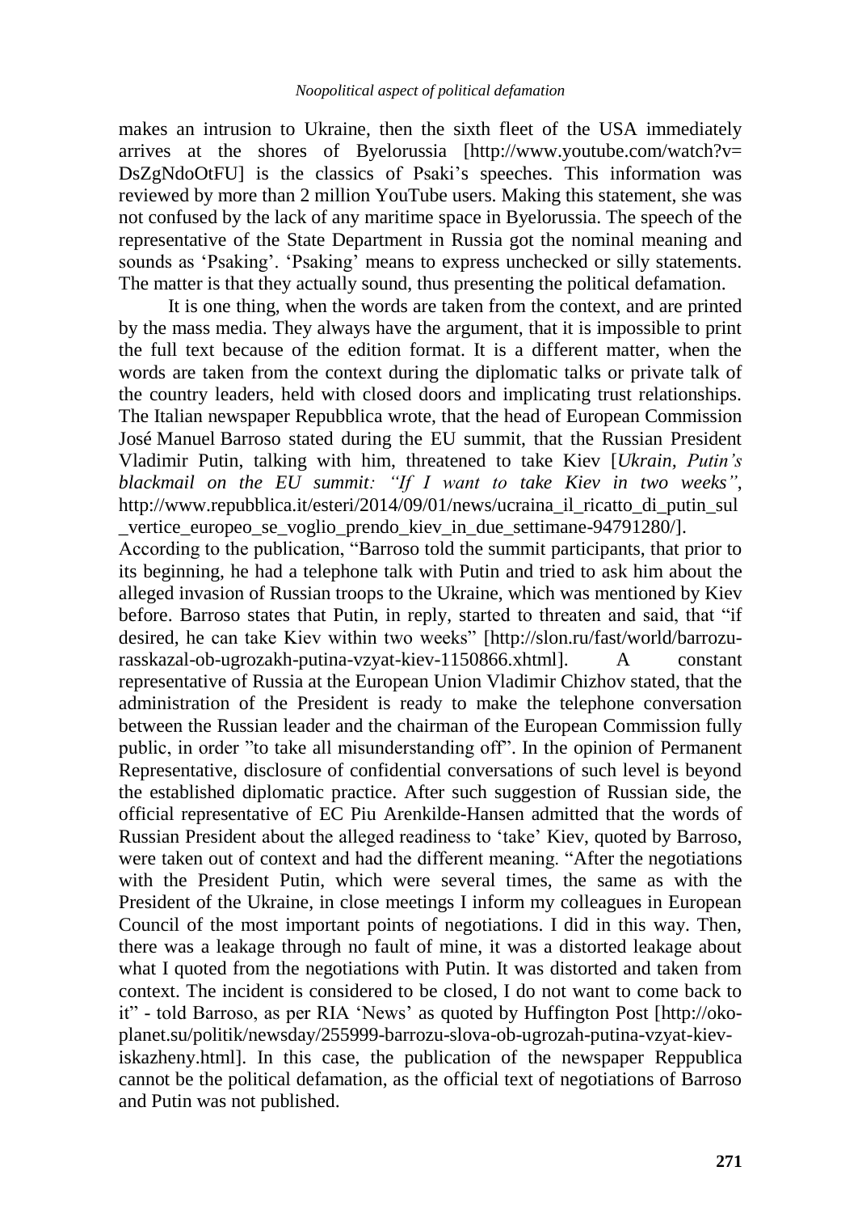makes an intrusion to Ukraine, then the sixth fleet of the USA immediately arrives at the shores of Byelorussia [http://www.youtube.com/watch?v=DsZgNdoOtFU] is the classics of Psaki's speeches. This information was reviewed by more than 2 million YouTube users. Making this statement, she was not confused by the lack of any maritime space in Byelorussia. The speech of the representative of the State Department in Russia got the nominal meaning and sounds as 'Psaking'. 'Psaking' means to express unchecked or silly statements. The matter is that they actually sound, thus presenting the political defamation.

It is one thing, when the words are taken from the context, and are printed by the mass media. They always have the argument, that it is impossible to print the full text because of the edition format. It is a different matter, when the words are taken from the context during the diplomatic talks or private talk of the country leaders, held with closed doors and implicating trust relationships. The Italian newspaper Repubblica wrote, that the head of European Commission José Manuel Barroso stated during the EU summit, that the Russian President Vladimir Putin, talking with him, threatened to take Kiev [*Ukrain, Putin's blackmail on the EU summit: "If I want to take Kiev in two weeks"*, http://www.repubblica.it/esteri/2014/09/01/news/ucraina_il_ricatto_di_putin_sul_vertice_europeo_se_voglio_prendo_kiev_in_due_settimane-94791280/]. According to the publication, "Barroso told the summit participants, that prior to its beginning, he had a telephone talk with Putin and tried to ask him about the alleged invasion of Russian troops to the Ukraine, which was mentioned by Kiev before. Barroso states that Putin, in reply, started to threaten and said, that "if desired, he can take Kiev within two weeks" [http://slon.ru/fast/world/barrozu-rasskazal-ob-ugrozakh-putina-vzyat-kiev-1150866.xhtml]. A constant representative of Russia at the European Union Vladimir Chizhov stated, that the administration of the President is ready to make the telephone conversation between the Russian leader and the chairman of the European Commission fully public, in order "to take all misunderstanding off". In the opinion of Permanent Representative, disclosure of confidential conversations of such level is beyond the established diplomatic practice. After such suggestion of Russian side, the official representative of EC Piu Arenkilde-Hansen admitted that the words of Russian President about the alleged readiness to 'take' Kiev, quoted by Barroso, were taken out of context and had the different meaning. "After the negotiations with the President Putin, which were several times, the same as with the President of the Ukraine, in close meetings I inform my colleagues in European Council of the most important points of negotiations. I did in this way. Then, there was a leakage through no fault of mine, it was a distorted leakage about what I quoted from the negotiations with Putin. It was distorted and taken from context. The incident is considered to be closed, I do not want to come back to it" - told Barroso, as per RIA 'News' as quoted by Huffington Post [http://oko-planet.su/politik/newsday/255999-barrozu-slova-ob-ugrozah-putina-vzyat-kiev-iskazheny.html]. In this case, the publication of the newspaper Reppublica cannot be the political defamation, as the official text of negotiations of Barroso and Putin was not published.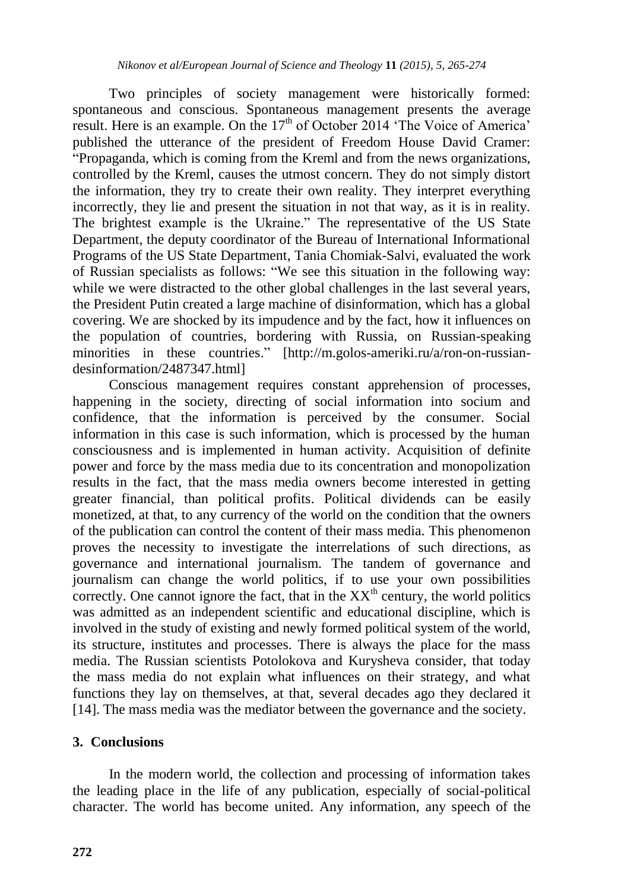Two principles of society management were historically formed: spontaneous and conscious. Spontaneous management presents the average result. Here is an example. On the $17^{th}$ of October 2014 'The Voice of America' published the utterance of the president of Freedom House David Cramer: "Propaganda, which is coming from the Kreml and from the news organizations, controlled by the Kreml, causes the utmost concern. They do not simply distort the information, they try to create their own reality. They interpret everything incorrectly, they lie and present the situation in not that way, as it is in reality. The brightest example is the Ukraine." The representative of the US State Department, the deputy coordinator of the Bureau of International Informational Programs of the US State Department, Tania Chomiak-Salvi, evaluated the work of Russian specialists as follows: "We see this situation in the following way: while we were distracted to the other global challenges in the last several years, the President Putin created a large machine of disinformation, which has a global covering. We are shocked by its impudence and by the fact, how it influences on the population of countries, bordering with Russia, on Russian-speaking minorities in these countries." [http://m.golos-ameriki.ru/a/ron-on-russian-desinformation/2487347.html]

Conscious management requires constant apprehension of processes, happening in the society, directing of social information into socium and confidence, that the information is perceived by the consumer. Social information in this case is such information, which is processed by the human consciousness and is implemented in human activity. Acquisition of definite power and force by the mass media due to its concentration and monopolization results in the fact, that the mass media owners become interested in getting greater financial, than political profits. Political dividends can be easily monetized, at that, to any currency of the world on the condition that the owners of the publication can control the content of their mass media. This phenomenon proves the necessity to investigate the interrelations of such directions, as governance and international journalism. The tandem of governance and journalism can change the world politics, if to use your own possibilities correctly. One cannot ignore the fact, that in the $XX^{th}$ century, the world politics was admitted as an independent scientific and educational discipline, which is involved in the study of existing and newly formed political system of the world, its structure, institutes and processes. There is always the place for the mass media. The Russian scientists Potolokova and Kurysheva consider, that today the mass media do not explain what influences on their strategy, and what functions they lay on themselves, at that, several decades ago they declared it [14]. The mass media was the mediator between the governance and the society.

## 3. Conclusions

In the modern world, the collection and processing of information takes the leading place in the life of any publication, especially of social-political character. The world has become united. Any information, any speech of the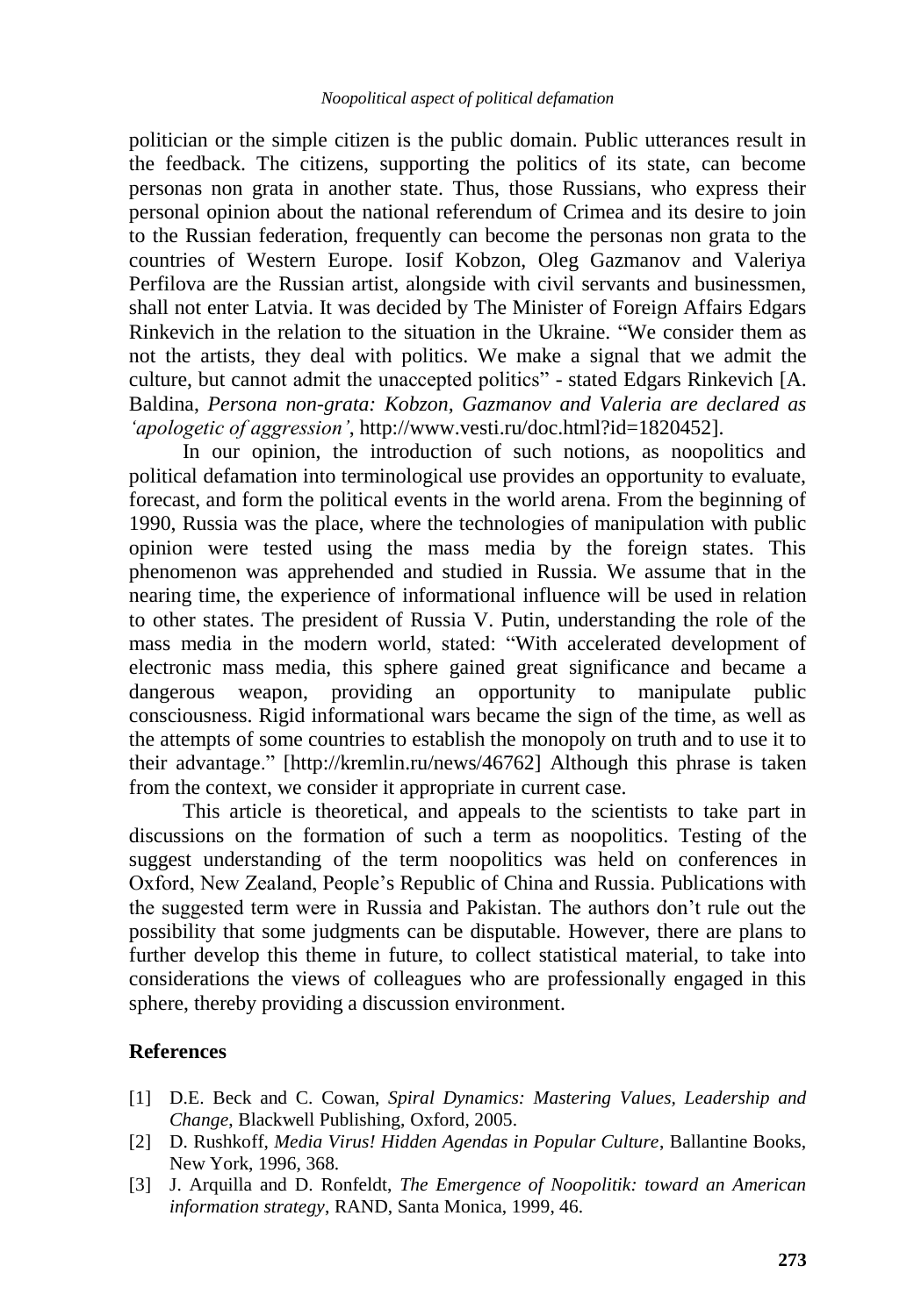politician or the simple citizen is the public domain. Public utterances result in the feedback. The citizens, supporting the politics of its state, can become personas non grata in another state. Thus, those Russians, who express their personal opinion about the national referendum of Crimea and its desire to join to the Russian federation, frequently can become the personas non grata to the countries of Western Europe. Iosif Kobzon, Oleg Gazmanov and Valeriya Perfilova are the Russian artist, alongside with civil servants and businessmen, shall not enter Latvia. It was decided by The Minister of Foreign Affairs Edgars Rinkevich in the relation to the situation in the Ukraine. "We consider them as not the artists, they deal with politics. We make a signal that we admit the culture, but cannot admit the unaccepted politics" - stated Edgars Rinkevich [A. Baldina, *Persona non-grata: Kobzon, Gazmanov and Valeria are declared as 'apologetic of aggression'*, http://www.vesti.ru/doc.html?id=1820452].

In our opinion, the introduction of such notions, as noopolitics and political defamation into terminological use provides an opportunity to evaluate, forecast, and form the political events in the world arena. From the beginning of 1990, Russia was the place, where the technologies of manipulation with public opinion were tested using the mass media by the foreign states. This phenomenon was apprehended and studied in Russia. We assume that in the nearing time, the experience of informational influence will be used in relation to other states. The president of Russia V. Putin, understanding the role of the mass media in the modern world, stated: "With accelerated development of electronic mass media, this sphere gained great significance and became a dangerous weapon, providing an opportunity to manipulate public consciousness. Rigid informational wars became the sign of the time, as well as the attempts of some countries to establish the monopoly on truth and to use it to their advantage." [http://kremlin.ru/news/46762] Although this phrase is taken from the context, we consider it appropriate in current case.

This article is theoretical, and appeals to the scientists to take part in discussions on the formation of such a term as noopolitics. Testing of the suggest understanding of the term noopolitics was held on conferences in Oxford, New Zealand, People's Republic of China and Russia. Publications with the suggested term were in Russia and Pakistan. The authors don't rule out the possibility that some judgments can be disputable. However, there are plans to further develop this theme in future, to collect statistical material, to take into considerations the views of colleagues who are professionally engaged in this sphere, thereby providing a discussion environment.

## References

[1] D.E. Beck and C. Cowan, *Spiral Dynamics: Mastering Values, Leadership and Change*, Blackwell Publishing, Oxford, 2005.

[2] D. Rushkoff, *Media Virus! Hidden Agendas in Popular Culture*, Ballantine Books, New York, 1996, 368.

[3] J. Arquilla and D. Ronfeldt, *The Emergence of Noopolitik: toward an American information strategy*, RAND, Santa Monica, 1999, 46.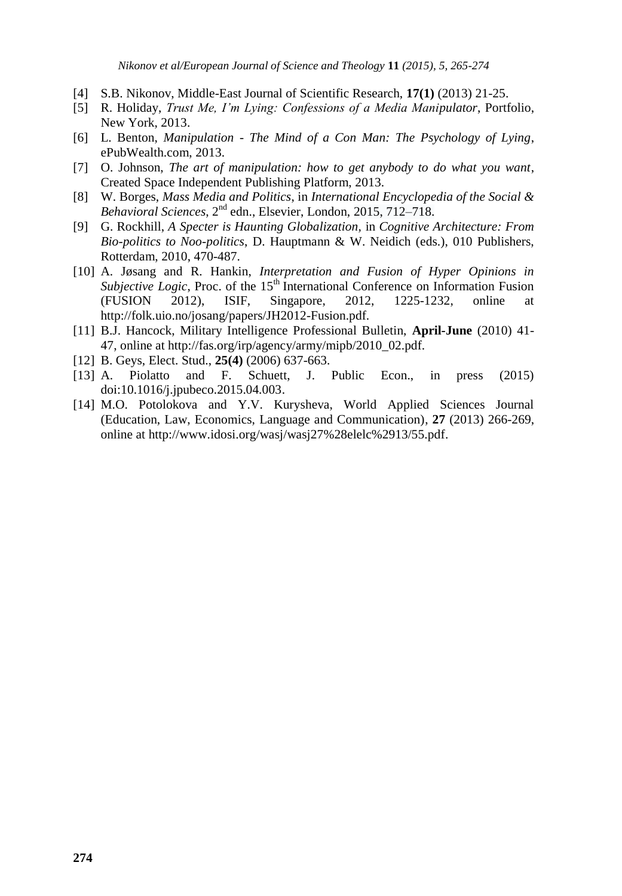[4] S.B. Nikonov, Middle-East Journal of Scientific Research, **17(1)** (2013) 21-25.

[5] R. Holiday, *Trust Me, I'm Lying: Confessions of a Media Manipulator*, Portfolio, New York, 2013.

[6] L. Benton, *Manipulation - The Mind of a Con Man: The Psychology of Lying*, ePubWealth.com, 2013.

[7] O. Johnson, *The art of manipulation: how to get anybody to do what you want*, Created Space Independent Publishing Platform, 2013.

[8] W. Borges, *Mass Media and Politics*, in *International Encyclopedia of the Social & Behavioral Sciences*, 2nd edn., Elsevier, London, 2015, 712–718.

[9] G. Rockhill, *A Specter is Haunting Globalization*, in *Cognitive Architecture: From Bio-politics to Noo-politics*, D. Hauptmann & W. Neidich (eds.), 010 Publishers, Rotterdam, 2010, 470-487.

[10] A. Jøsang and R. Hankin, *Interpretation and Fusion of Hyper Opinions in Subjective Logic*, Proc. of the 15th International Conference on Information Fusion (FUSION 2012), ISIF, Singapore, 2012, 1225-1232, online at http://folk.uio.no/josang/papers/JH2012-Fusion.pdf.

[11] B.J. Hancock, Military Intelligence Professional Bulletin, **April-June** (2010) 41-47, online at http://fas.org/irp/agency/army/mipb/2010_02.pdf.

[12] B. Geys, Elect. Stud., **25(4)** (2006) 637-663.

[13] A. Piolatto and F. Schuett, J. Public Econ., in press (2015) doi:10.1016/j.jpubeco.2015.04.003.

[14] M.O. Potolokova and Y.V. Kurysheva, World Applied Sciences Journal (Education, Law, Economics, Language and Communication), **27** (2013) 266-269, online at http://www.idosi.org/wasj/wasj27%28elelc%2913/55.pdf.